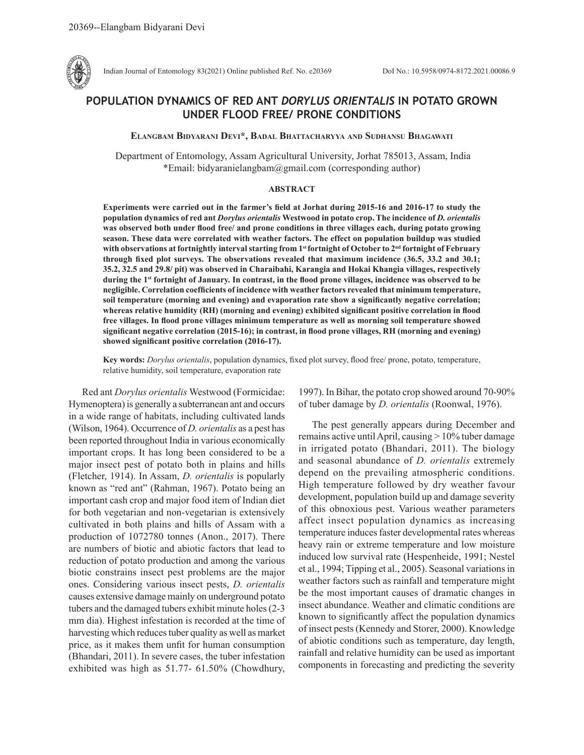20369--Elangbam Bidyarani Devi

Indian Journal of Entomology 83(2021) Online published Ref. No. e20369 DoI No.: 10.5958/0974-8172.2021.00086.9

# POPULATION DYNAMICS OF RED ANT *DORYLUS ORIENTALIS* IN POTATO GROWN UNDER FLOOD FREE/ PRONE CONDITIONS

**Elangbam Bidyarani Devi\*, Badal Bhattacharyya and Sudhansu Bhagawati**

Department of Entomology, Assam Agricultural University, Jorhat 785013, Assam, India
\*Email: bidyaranielangbam@gmail.com (corresponding author)

## ABSTRACT

**Experiments were carried out in the farmer's field at Jorhat during 2015-16 and 2016-17 to study the population dynamics of red ant *Dorylus orientalis* Westwood in potato crop. The incidence of *D. orientalis* was observed both under flood free/ and prone conditions in three villages each, during potato growing season. These data were correlated with weather factors. The effect on population buildup was studied with observations at fortnightly interval starting from 1st fortnight of October to 2nd fortnight of February through fixed plot surveys. The observations revealed that maximum incidence (36.5, 33.2 and 30.1; 35.2, 32.5 and 29.8/ pit) was observed in Charaibahi, Karangia and Hokai Khangia villages, respectively during the 1st fortnight of January. In contrast, in the flood prone villages, incidence was observed to be negligible. Correlation coefficients of incidence with weather factors revealed that minimum temperature, soil temperature (morning and evening) and evaporation rate show a significantly negative correlation; whereas relative humidity (RH) (morning and evening) exhibited significant positive correlation in flood free villages. In flood prone villages minimum temperature as well as morning soil temperature showed significant negative correlation (2015-16); in contrast, in flood prone villages, RH (morning and evening) showed significant positive correlation (2016-17).**

**Key words:** *Dorylus orientalis*, population dynamics, fixed plot survey, flood free/ prone, potato, temperature, relative humidity, soil temperature, evaporation rate

Red ant *Dorylus orientalis* Westwood (Formicidae: Hymenoptera) is generally a subterranean ant and occurs in a wide range of habitats, including cultivated lands (Wilson, 1964). Occurrence of *D. orientalis* as a pest has been reported throughout India in various economically important crops. It has long been considered to be a major insect pest of potato both in plains and hills (Fletcher, 1914). In Assam, *D. orientalis* is popularly known as "red ant" (Rahman, 1967). Potato being an important cash crop and major food item of Indian diet for both vegetarian and non-vegetarian is extensively cultivated in both plains and hills of Assam with a production of 1072780 tonnes (Anon., 2017). There are numbers of biotic and abiotic factors that lead to reduction of potato production and among the various biotic constrains insect pest problems are the major ones. Considering various insect pests, *D. orientalis* causes extensive damage mainly on underground potato tubers and the damaged tubers exhibit minute holes (2-3 mm dia). Highest infestation is recorded at the time of harvesting which reduces tuber quality as well as market price, as it makes them unfit for human consumption (Bhandari, 2011). In severe cases, the tuber infestation exhibited was high as 51.77- 61.50% (Chowdhury, 1997). In Bihar, the potato crop showed around 70-90% of tuber damage by *D. orientalis* (Roonwal, 1976).

The pest generally appears during December and remains active until April, causing > 10% tuber damage in irrigated potato (Bhandari, 2011). The biology and seasonal abundance of *D. orientalis* extremely depend on the prevailing atmospheric conditions. High temperature followed by dry weather favour development, population build up and damage severity of this obnoxious pest. Various weather parameters affect insect population dynamics as increasing temperature induces faster developmental rates whereas heavy rain or extreme temperature and low moisture induced low survival rate (Hespenheide, 1991; Nestel et al., 1994; Tipping et al., 2005). Seasonal variations in weather factors such as rainfall and temperature might be the most important causes of dramatic changes in insect abundance. Weather and climatic conditions are known to significantly affect the population dynamics of insect pests (Kennedy and Storer, 2000). Knowledge of abiotic conditions such as temperature, day length, rainfall and relative humidity can be used as important components in forecasting and predicting the severity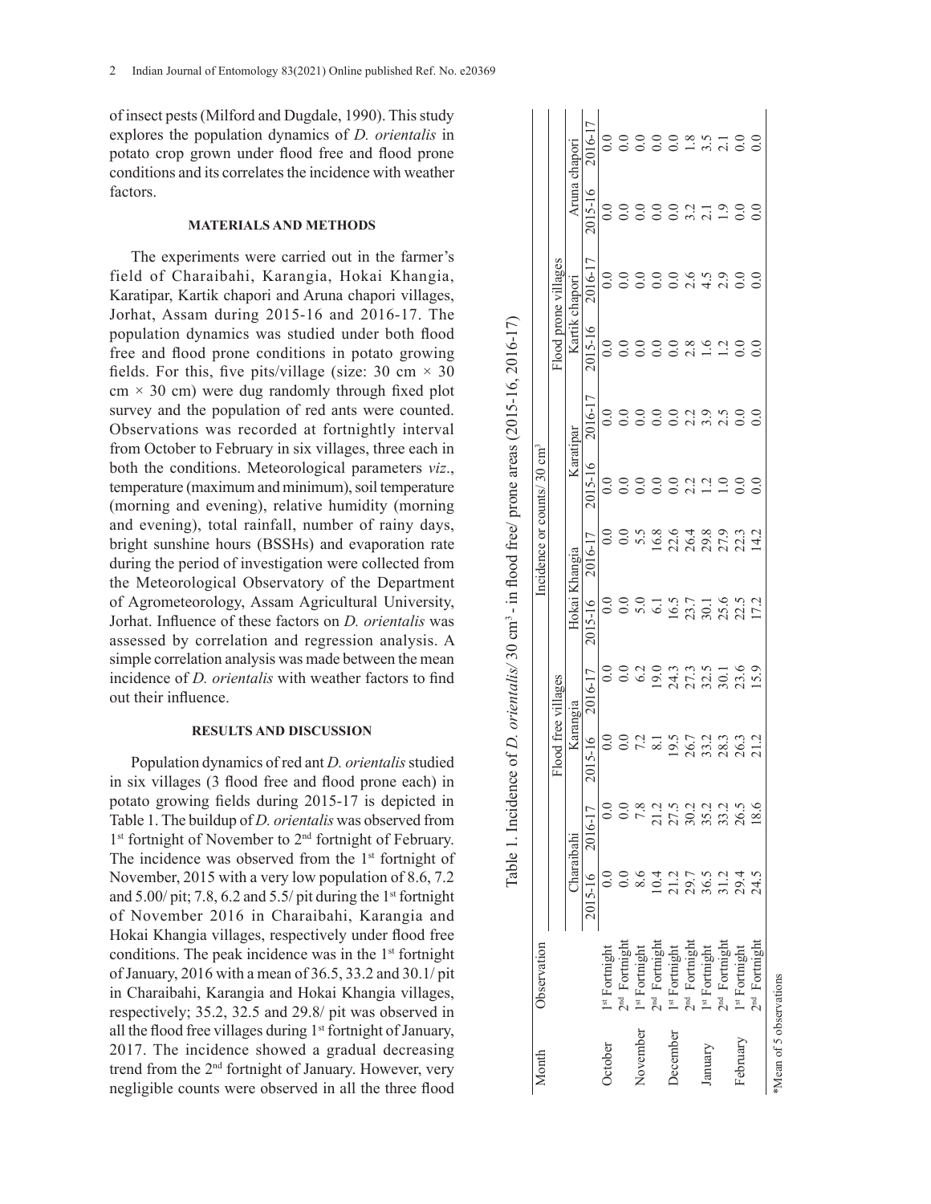of insect pests (Milford and Dugdale, 1990). This study explores the population dynamics of *D. orientalis* in potato crop grown under flood free and flood prone conditions and its correlates the incidence with weather factors.

## MATERIALS AND METHODS

The experiments were carried out in the farmer's field of Charaibahi, Karangia, Hokai Khangia, Karatipar, Kartik chapori and Aruna chapori villages, Jorhat, Assam during 2015-16 and 2016-17. The population dynamics was studied under both flood free and flood prone conditions in potato growing fields. For this, five pits/village (size: 30 cm × 30 cm × 30 cm) were dug randomly through fixed plot survey and the population of red ants were counted. Observations was recorded at fortnightly interval from October to February in six villages, three each in both the conditions. Meteorological parameters *viz*., temperature (maximum and minimum), soil temperature (morning and evening), relative humidity (morning and evening), total rainfall, number of rainy days, bright sunshine hours (BSSHs) and evaporation rate during the period of investigation were collected from the Meteorological Observatory of the Department of Agrometeorology, Assam Agricultural University, Jorhat. Influence of these factors on *D. orientalis* was assessed by correlation and regression analysis. A simple correlation analysis was made between the mean incidence of *D. orientalis* with weather factors to find out their influence.

## RESULTS AND DISCUSSION

Population dynamics of red ant *D. orientalis* studied in six villages (3 flood free and flood prone each) in potato growing fields during 2015-17 is depicted in Table 1. The buildup of *D. orientalis* was observed from 1st fortnight of November to 2nd fortnight of February. The incidence was observed from the 1st fortnight of November, 2015 with a very low population of 8.6, 7.2 and 5.00/ pit; 7.8, 6.2 and 5.5/ pit during the 1st fortnight of November 2016 in Charaibahi, Karangia and Hokai Khangia villages, respectively under flood free conditions. The peak incidence was in the 1st fortnight of January, 2016 with a mean of 36.5, 33.2 and 30.1/ pit in Charaibahi, Karangia and Hokai Khangia villages, respectively; 35.2, 32.5 and 29.8/ pit was observed in all the flood free villages during 1st fortnight of January, 2017. The incidence showed a gradual decreasing trend from the 2nd fortnight of January. However, very negligible counts were observed in all the three flood

Table 1. Incidence of *D. orientalis*/ 30 $cm^3$ - in flood free/ prone areas (2015-16, 2016-17)

| Month | Observation | Incidence or counts/ 30 $cm^3$ | | | | | | | | | | | |
|---|---|---|---|---|---|---|---|---|---|---|---|---|---|
| | | Flood free villages | | | | | | Flood prone villages | | | | | |
| | | Charaibahi | | Karangia | | Hokai Khangia | | Karatipar | | Kartik chapori | | Aruna chapori | |
| | | 2015-16 | 2016-17 | 2015-16 | 2016-17 | 2015-16 | 2016-17 | 2015-16 | 2016-17 | 2015-16 | 2016-17 | 2015-16 | 2016-17 |
| October | 1st Fortnight | 0.0 | 0.0 | 0.0 | 0.0 | 0.0 | 0.0 | 0.0 | 0.0 | 0.0 | 0.0 | 0.0 | 0.0 |
| | 2nd Fortnight | 0.0 | 0.0 | 0.0 | 0.0 | 0.0 | 0.0 | 0.0 | 0.0 | 0.0 | 0.0 | 0.0 | 0.0 |
| November | 1st Fortnight | 8.6 | 7.8 | 7.2 | 6.2 | 5.0 | 5.5 | 0.0 | 0.0 | 0.0 | 0.0 | 0.0 | 0.0 |
| | 2nd Fortnight | 10.4 | 21.2 | 8.1 | 19.0 | 6.1 | 16.8 | 0.0 | 0.0 | 0.0 | 0.0 | 0.0 | 0.0 |
| December | 1st Fortnight | 21.2 | 27.5 | 19.5 | 24.3 | 16.5 | 22.6 | 0.0 | 0.0 | 0.0 | 0.0 | 0.0 | 0.0 |
| | 2nd Fortnight | 29.7 | 30.2 | 26.7 | 27.3 | 23.7 | 26.4 | 2.2 | 2.2 | 2.8 | 2.6 | 3.2 | 1.8 |
| January | 1st Fortnight | 36.5 | 35.2 | 33.2 | 32.5 | 30.1 | 29.8 | 1.2 | 3.9 | 1.6 | 4.5 | 2.1 | 3.5 |
| | 2nd Fortnight | 31.2 | 33.2 | 28.3 | 30.1 | 25.6 | 27.9 | 1.0 | 2.5 | 1.2 | 2.9 | 1.9 | 2.1 |
| February | 1st Fortnight | 29.4 | 26.5 | 26.3 | 23.6 | 22.5 | 22.3 | 0.0 | 0.0 | 0.0 | 0.0 | 0.0 | 0.0 |
| | 2nd Fortnight | 24.5 | 18.6 | 21.2 | 15.9 | 17.2 | 14.2 | 0.0 | 0.0 | 0.0 | 0.0 | 0.0 | 0.0 |

*Mean of 5 observations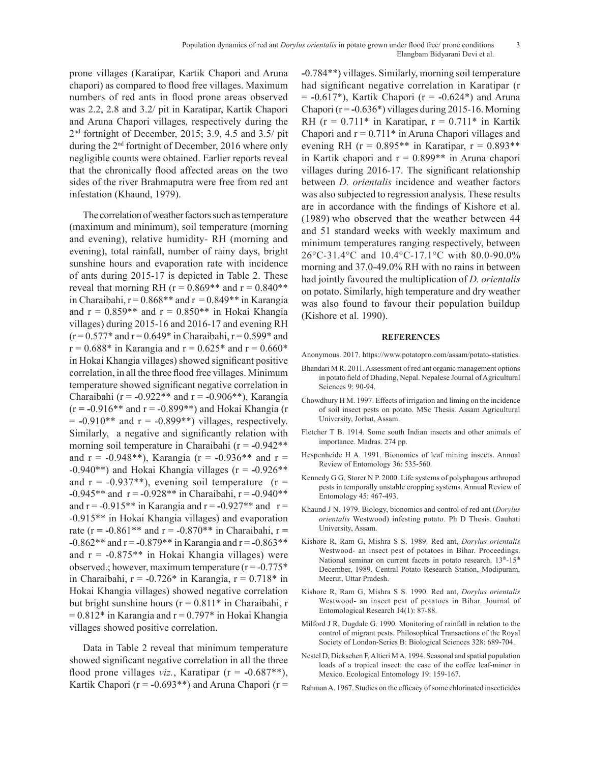prone villages (Karatipar, Kartik Chapori and Aruna chapori) as compared to flood free villages. Maximum numbers of red ants in flood prone areas observed was 2.2, 2.8 and 3.2/ pit in Karatipar, Kartik Chapori and Aruna Chapori villages, respectively during the 2nd fortnight of December, 2015; 3.9, 4.5 and 3.5/ pit during the 2nd fortnight of December, 2016 where only negligible counts were obtained. Earlier reports reveal that the chronically flood affected areas on the two sides of the river Brahmaputra were free from red ant infestation (Khaund, 1979).

The correlation of weather factors such as temperature (maximum and minimum), soil temperature (morning and evening), relative humidity- RH (morning and evening), total rainfall, number of rainy days, bright sunshine hours and evaporation rate with incidence of ants during 2015-17 is depicted in Table 2. These reveal that morning RH (r = 0.869** and r = 0.840** in Charaibahi, r = 0.868** and r = 0.849** in Karangia and r = 0.859** and r = 0.850** in Hokai Khangia villages) during 2015-16 and 2016-17 and evening RH (r = 0.577* and r = 0.649* in Charaibahi, r = 0.599* and r = 0.688* in Karangia and r = 0.625* and r = 0.660* in Hokai Khangia villages) showed significant positive correlation, in all the three flood free villages. Minimum temperature showed significant negative correlation in Charaibahi (r = -0.922** and r = -0.906**), Karangia (r = -0.916** and r = -0.899**) and Hokai Khangia (r = -0.910** and r = -0.899**) villages, respectively. Similarly, a negative and significantly relation with morning soil temperature in Charaibahi (r = -0.942** and r = -0.948**), Karangia (r = -0.936** and r = -0.940**) and Hokai Khangia villages (r = -0.926** and r = -0.937**), evening soil temperature (r = -0.945** and r = -0.928** in Charaibahi, r = -0.940** and r = -0.915** in Karangia and r = -0.927** and r = -0.915** in Hokai Khangia villages) and evaporation rate (r = -0.861** and r = -0.870** in Charaibahi, r = -0.862** and r = -0.879** in Karangia and r = -0.863** and r = -0.875** in Hokai Khangia villages) were observed.; however, maximum temperature (r = -0.775* in Charaibahi, r = -0.726* in Karangia, r = 0.718* in Hokai Khangia villages) showed negative correlation but bright sunshine hours (r = 0.811* in Charaibahi, r = 0.812* in Karangia and r = 0.797* in Hokai Khangia villages showed positive correlation.

Data in Table 2 reveal that minimum temperature showed significant negative correlation in all the three flood prone villages *viz.*, Karatipar (r = -0.687**), Kartik Chapori (r = -0.693**) and Aruna Chapori (r = -0.784**) villages. Similarly, morning soil temperature had significant negative correlation in Karatipar (r = -0.617*), Kartik Chapori (r = -0.624*) and Aruna Chapori (r = -0.636*) villages during 2015-16. Morning RH (r = 0.711* in Karatipar, r = 0.711* in Kartik Chapori and r = 0.711* in Aruna Chapori villages and evening RH (r = 0.895** in Karatipar, r = 0.893** in Kartik chapori and r = 0.899** in Aruna chapori villages during 2016-17. The significant relationship between *D. orientalis* incidence and weather factors was also subjected to regression analysis. These results are in accordance with the findings of Kishore et al. (1989) who observed that the weather between 44 and 51 standard weeks with weekly maximum and minimum temperatures ranging respectively, between 26°C-31.4°C and 10.4°C-17.1°C with 80.0-90.0% morning and 37.0-49.0% RH with no rains in between had jointly favoured the multiplication of *D. orientalis* on potato. Similarly, high temperature and dry weather was also found to favour their population buildup (Kishore et al. 1990).

## REFERENCES

Anonymous. 2017. https://www.potatopro.com/assam/potato-statistics.

Bhandari M R. 2011. Assessment of red ant organic management options in potato field of Dhading, Nepal. Nepalese Journal of Agricultural Sciences 9: 90-94.

Chowdhury H M. 1997. Effects of irrigation and liming on the incidence of soil insect pests on potato. MSc Thesis. Assam Agricultural University, Jorhat, Assam.

Fletcher T B. 1914. Some south Indian insects and other animals of importance. Madras. 274 pp.

Hespenheide H A. 1991. Bionomics of leaf mining insects. Annual Review of Entomology 36: 535-560.

Kennedy G G, Storer N P. 2000. Life systems of polyphagous arthropod pests in temporally unstable cropping systems. Annual Review of Entomology 45: 467-493.

Khaund J N. 1979. Biology, bionomics and control of red ant (*Dorylus orientalis* Westwood) infesting potato. Ph D Thesis. Gauhati University, Assam.

Kishore R, Ram G, Mishra S S. 1989. Red ant, *Dorylus orientalis* Westwood- an insect pest of potatoes in Bihar. Proceedings. National seminar on current facets in potato research. 13th-15th December, 1989. Central Potato Research Station, Modipuram, Meerut, Uttar Pradesh.

Kishore R, Ram G, Mishra S S. 1990. Red ant, *Dorylus orientalis* Westwood- an insect pest of potatoes in Bihar. Journal of Entomological Research 14(1): 87-88.

Milford J R, Dugdale G. 1990. Monitoring of rainfall in relation to the control of migrant pests. Philosophical Transactions of the Royal Society of London-Series B: Biological Sciences 328: 689-704.

Nestel D, Dickschen F, Altieri M A. 1994. Seasonal and spatial population loads of a tropical insect: the case of the coffee leaf-miner in Mexico. Ecological Entomology 19: 159-167.

Rahman A. 1967. Studies on the efficacy of some chlorinated insecticides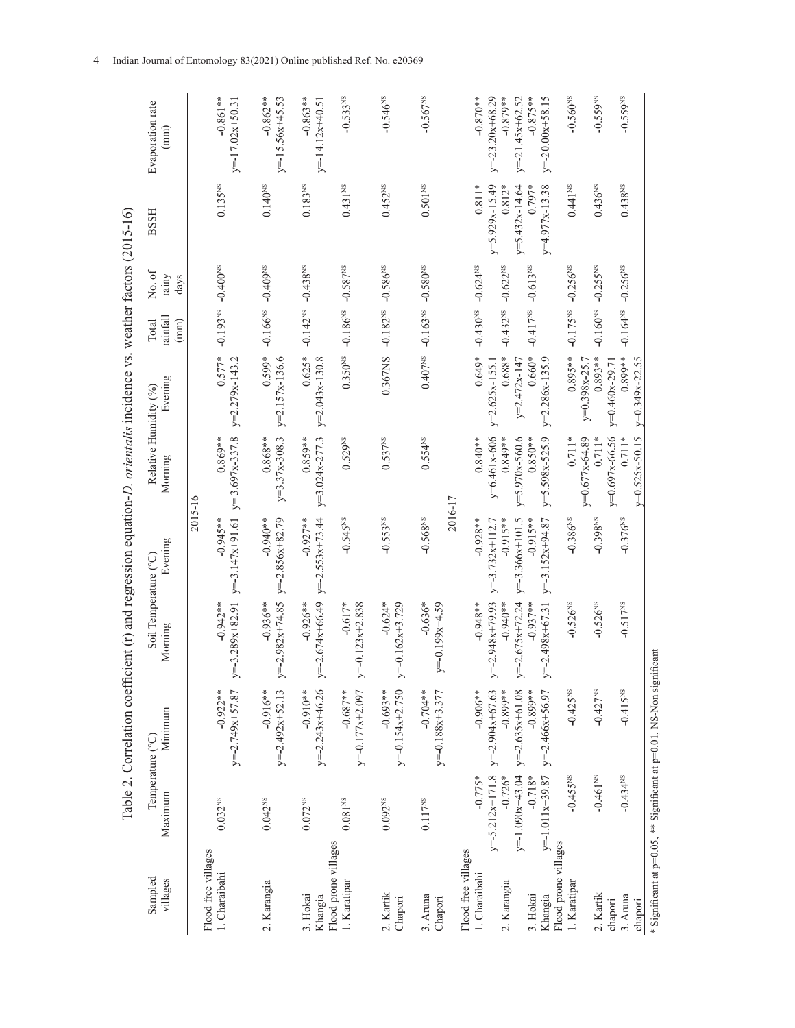Table 2. Correlation coefficient (r) and regression equation-*D. orientalis* incidence vs. weather factors (2015-16)

| Sampled villages | Temperature (°C) | | Soil Temperature (°C) | | Relative Humidity (%) | | Total rainfall (mm) | No. of rainy days | BSSH | Evaporation rate (mm) |
|---|---|---|---|---|---|---|---|---|---|---|
| | Maximum | Minimum | Morning | Evening | Morning | Evening | | | | |
| **2015-16** | | | | | | | | | | |
| Flood free villages | | | | | | | | | | |
| 1. Charaibahi | $0.032^{NS}$ | -0.922** y=-2.749x+57.87 | -0.942** y=-3.289x+82.91 | -0.945** y=-3.147x+91.61 | 0.869** y= 3.697x-337.8 | 0.577* y=2.279x-143.2 | $-0.193^{NS}$ | $-0.400^{NS}$ | $0.135^{NS}$ | -0.861** y=-17.02x+50.31 |
| 2. Karangia | $0.042^{NS}$ | -0.916** y=-2.492x+52.13 | -0.936** y=-2.982x+74.85 | -0.940** y=-2.856x+82.79 | 0.868** y=3.37x-308.3 | 0.599* y=2.157x-136.6 | $-0.166^{NS}$ | $-0.409^{NS}$ | $0.140^{NS}$ | -0.862** y=-15.56x+45.53 |
| 3. Hokai Khangia | $0.072^{NS}$ | -0.910** y=-2.243x+46.26 | -0.926** y=-2.674x+66.49 | -0.927** y=-2.553x+73.44 | 0.859** y=3.024x-277.3 | 0.625* y=2.043x-130.8 | $-0.142^{NS}$ | $-0.438^{NS}$ | $0.183^{NS}$ | -0.863** y=-14.12x+40.51 |
| Flood prone villages | | | | | | | | | | |
| 1. Karatipar | $0.081^{NS}$ | -0.687** y=-0.177x+2.097 | -0.617* y=-0.123x+2.838 | $-0.545^{NS}$ | $0.529^{NS}$ | $0.350^{NS}$ | $-0.186^{NS}$ | $-0.587^{NS}$ | $0.431^{NS}$ | $-0.533^{NS}$ |
| 2. Kartik Chapori | $0.092^{NS}$ | -0.693** y=-0.154x+2.750 | -0.624* y=-0.162x+3.729 | $-0.553^{NS}$ | $0.537^{NS}$ | 0.367NS | $-0.182^{NS}$ | $-0.586^{NS}$ | $0.452^{NS}$ | $-0.546^{NS}$ |
| 3. Aruna Chapori | $0.117^{NS}$ | -0.704** y=-0.188x+3.377 | -0.636* y=-0.199x+4.59 | $-0.568^{NS}$ | $0.554^{NS}$ | $0.407^{NS}$ | $-0.163^{NS}$ | $-0.580^{NS}$ | $0.501^{NS}$ | $-0.567^{NS}$ |
| **2016-17** | | | | | | | | | | |
| Flood free villages | | | | | | | | | | |
| 1. Charaibahi | -0.775* y=-5.212x+171.8 | -0.906** y=-2.904x+67.63 | -0.948** y=-2.948x+79.93 | -0.928** y=-3.732x+112.7 | 0.840** y=6.461x-606 | 0.649* y=2.625x-155.1 | $-0.430^{NS}$ | $-0.624^{NS}$ | 0.811* y=5.929x-15.49 | -0.870** y=-23.20x+68.29 |
| 2. Karangia | -0.726* y=-1.090x+43.04 | -0.899** y=-2.635x+61.08 | -0.940** y=-2.675x+72.24 | -0.915** y=-3.366x+101.5 | 0.849** y=5.970x-560.6 | 0.688* y=2.472x-147 | $-0.432^{NS}$ | $-0.622^{NS}$ | 0.812* y=5.432x-14.64 | -0.879** y=-21.45x+62.52 |
| 3. Hokai Khangia | -0.718* y=-1.011x+39.87 | -0.899** y=-2.466x+56.97 | -0.937** y=-2.498x+67.31 | -0.915** y=-3.152x+94.87 | 0.850** y=5.598x-525.9 | 0.660* y=2.286x-135.9 | $-0.417^{NS}$ | $-0.613^{NS}$ | 0.797* y=4.977x-13.38 | -0.875** y=-20.00x+58.15 |
| Flood prone villages | | | | | | | | | | |
| 1. Karatipar | $-0.455^{NS}$ | $-0.425^{NS}$ | $-0.526^{NS}$ | $-0.386^{NS}$ | 0.711* y=0.677x-64.89 | 0.895** y=0.398x-25.7 | $-0.175^{NS}$ | $-0.256^{NS}$ | $0.441^{NS}$ | $-0.560^{NS}$ |
| 2. Kartik chapori | $-0.461^{NS}$ | $-0.427^{NS}$ | $-0.526^{NS}$ | $-0.398^{NS}$ | 0.711* y=0.697x-66.56 | 0.893** y=0.460x-29.71 | $-0.160^{NS}$ | $-0.255^{NS}$ | $0.436^{NS}$ | $-0.559^{NS}$ |
| 3. Aruna chapori | $-0.434^{NS}$ | $-0.415^{NS}$ | $-0.517^{NS}$ | $-0.376^{NS}$ | 0.711* y=0.525x-50.15 | 0.899** y=0.349x-22.55 | $-0.164^{NS}$ | $-0.256^{NS}$ | $0.438^{NS}$ | $-0.559^{NS}$ |

\* Significant at p=0.05, ** Significant at p=0.01, NS-Non significant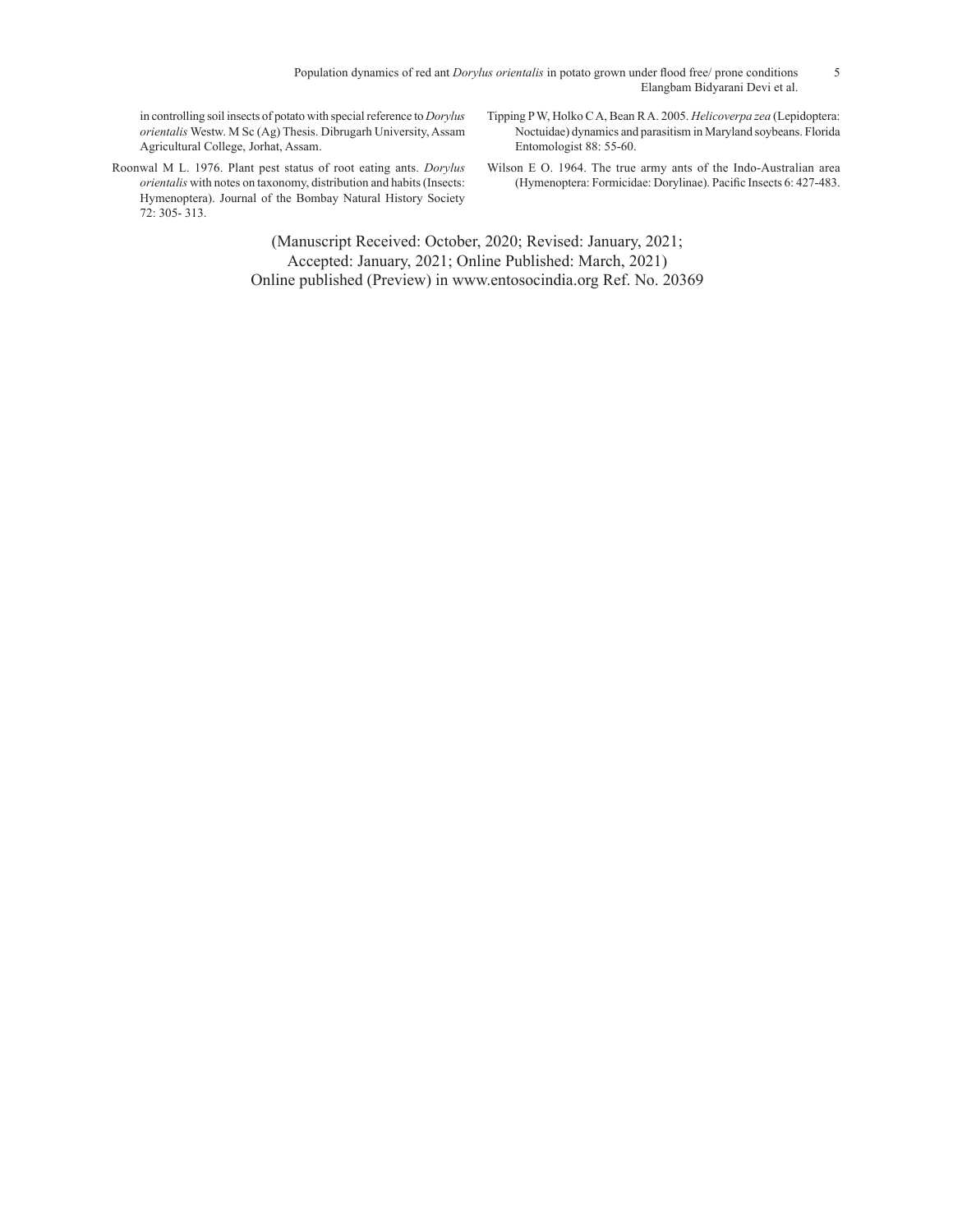in controlling soil insects of potato with special reference to *Dorylus orientalis* Westw. M Sc (Ag) Thesis. Dibrugarh University, Assam Agricultural College, Jorhat, Assam.

Roonwal M L. 1976. Plant pest status of root eating ants. *Dorylus orientalis* with notes on taxonomy, distribution and habits (Insects: Hymenoptera). Journal of the Bombay Natural History Society 72: 305- 313.

Tipping P W, Holko C A, Bean R A. 2005. *Helicoverpa zea* (Lepidoptera: Noctuidae) dynamics and parasitism in Maryland soybeans. Florida Entomologist 88: 55-60.

Wilson E O. 1964. The true army ants of the Indo-Australian area (Hymenoptera: Formicidae: Dorylinae). Pacific Insects 6: 427-483.

(Manuscript Received: October, 2020; Revised: January, 2021; Accepted: January, 2021; Online Published: March, 2021)
Online published (Preview) in www.entosocindia.org Ref. No. 20369